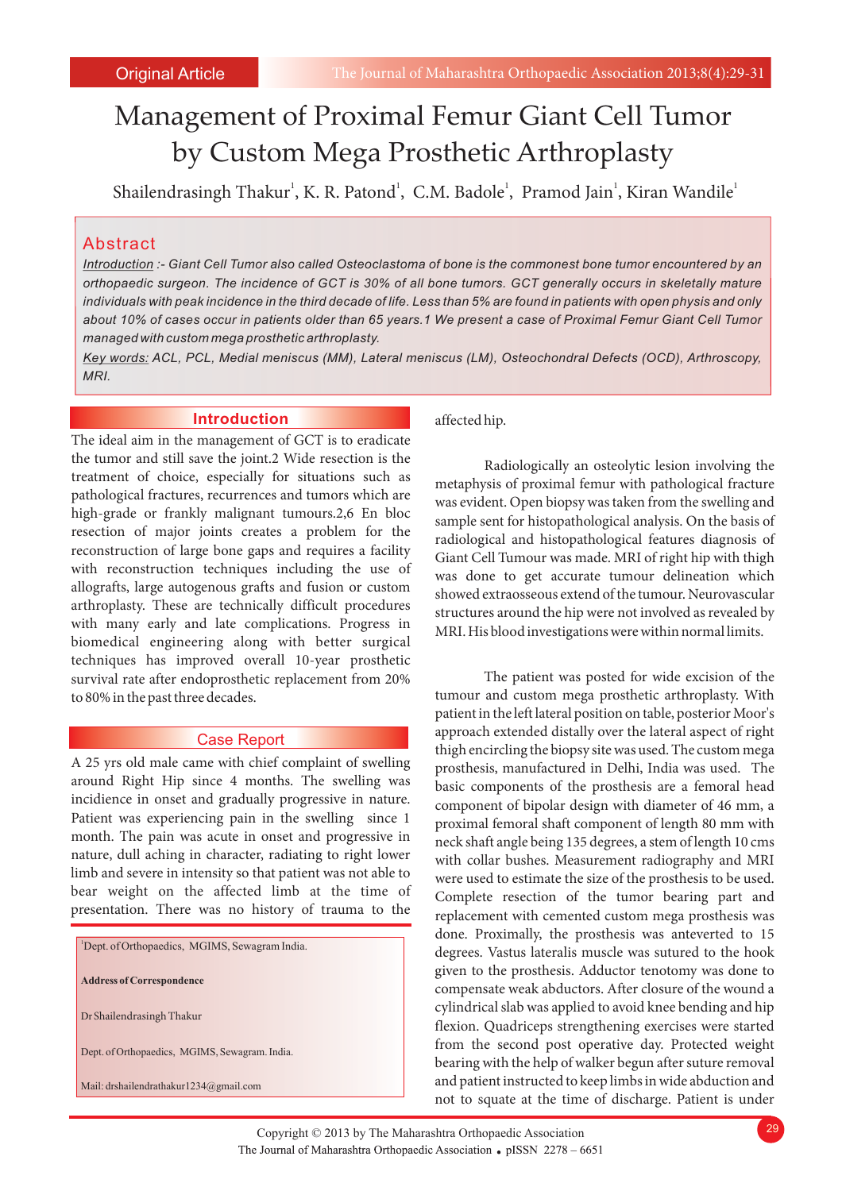Original Article

# Management of Proximal Femur Giant Cell Tumor by Custom Mega Prosthetic Arthroplasty

Shailendrasingh Thakur[1], K. R. Patond[1], C.M. Badole[1], Pramod Jain[1], Kiran Wandile[1]

## Abstract

*Introduction :- Giant Cell Tumor also called Osteoclastoma of bone is the commonest bone tumor encountered by an orthopaedic surgeon. The incidence of GCT is 30% of all bone tumors. GCT generally occurs in skeletally mature individuals with peak incidence in the third decade of life. Less than 5% are found in patients with open physis and only about 10% of cases occur in patients older than 65 years.1 We present a case of Proximal Femur Giant Cell Tumor managed with custom mega prosthetic arthroplasty.*

*Key words: ACL, PCL, Medial meniscus (MM), Lateral meniscus (LM), Osteochondral Defects (OCD), Arthroscopy, MRI.*

## Introduction

The ideal aim in the management of GCT is to eradicate the tumor and still save the joint.2 Wide resection is the treatment of choice, especially for situations such as pathological fractures, recurrences and tumors which are high-grade or frankly malignant tumours.2,6 En bloc resection of major joints creates a problem for the reconstruction of large bone gaps and requires a facility with reconstruction techniques including the use of allografts, large autogenous grafts and fusion or custom arthroplasty. These are technically difficult procedures with many early and late complications. Progress in biomedical engineering along with better surgical techniques has improved overall 10-year prosthetic survival rate after endoprosthetic replacement from 20% to 80% in the past three decades.

## Case Report

A 25 yrs old male came with chief complaint of swelling around Right Hip since 4 months. The swelling was incidence in onset and gradually progressive in nature. Patient was experiencing pain in the swelling since 1 month. The pain was acute in onset and progressive in nature, dull aching in character, radiating to right lower limb and severe in intensity so that patient was not able to bear weight on the affected limb at the time of presentation. There was no history of trauma to the affected hip.

Radiologically an osteolytic lesion involving the metaphysis of proximal femur with pathological fracture was evident. Open biopsy was taken from the swelling and sample sent for histopathological analysis. On the basis of radiological and histopathological features diagnosis of Giant Cell Tumour was made. MRI of right hip with thigh was done to get accurate tumour delineation which showed extraosseous extend of the tumour. Neurovascular structures around the hip were not involved as revealed by MRI. His blood investigations were within normal limits.

The patient was posted for wide excision of the tumour and custom mega prosthetic arthroplasty. With patient in the left lateral position on table, posterior Moor's approach extended distally over the lateral aspect of right thigh encircling the biopsy site was used. The custom mega prosthesis, manufactured in Delhi, India was used. The basic components of the prosthesis are a femoral head component of bipolar design with diameter of 46 mm, a proximal femoral shaft component of length 80 mm with neck shaft angle being 135 degrees, a stem of length 10 cms with collar bushes. Measurement radiography and MRI were used to estimate the size of the prosthesis to be used. Complete resection of the tumor bearing part and replacement with cemented custom mega prosthesis was done. Proximally, the prosthesis was anteverted to 15 degrees. Vastus lateralis muscle was sutured to the hook given to the prosthesis. Adductor tenotomy was done to compensate weak abductors. After closure of the wound a cylindrical slab was applied to avoid knee bending and hip flexion. Quadriceps strengthening exercises were started from the second post operative day. Protected weight bearing with the help of walker begun after suture removal and patient instructed to keep limbs in wide abduction and not to squate at the time of discharge. Patient is under

---

[1]Dept. of Orthopaedics, MGIMS, Sewagram India.

**Address of Correspondence**

Dr Shailendrasingh Thakur

Dept. of Orthopaedics, MGIMS, Sewagram. India.

Mail: drshailendrathakur1234@gmail.com

Copyright © 2013 by The Maharashtra Orthopaedic Association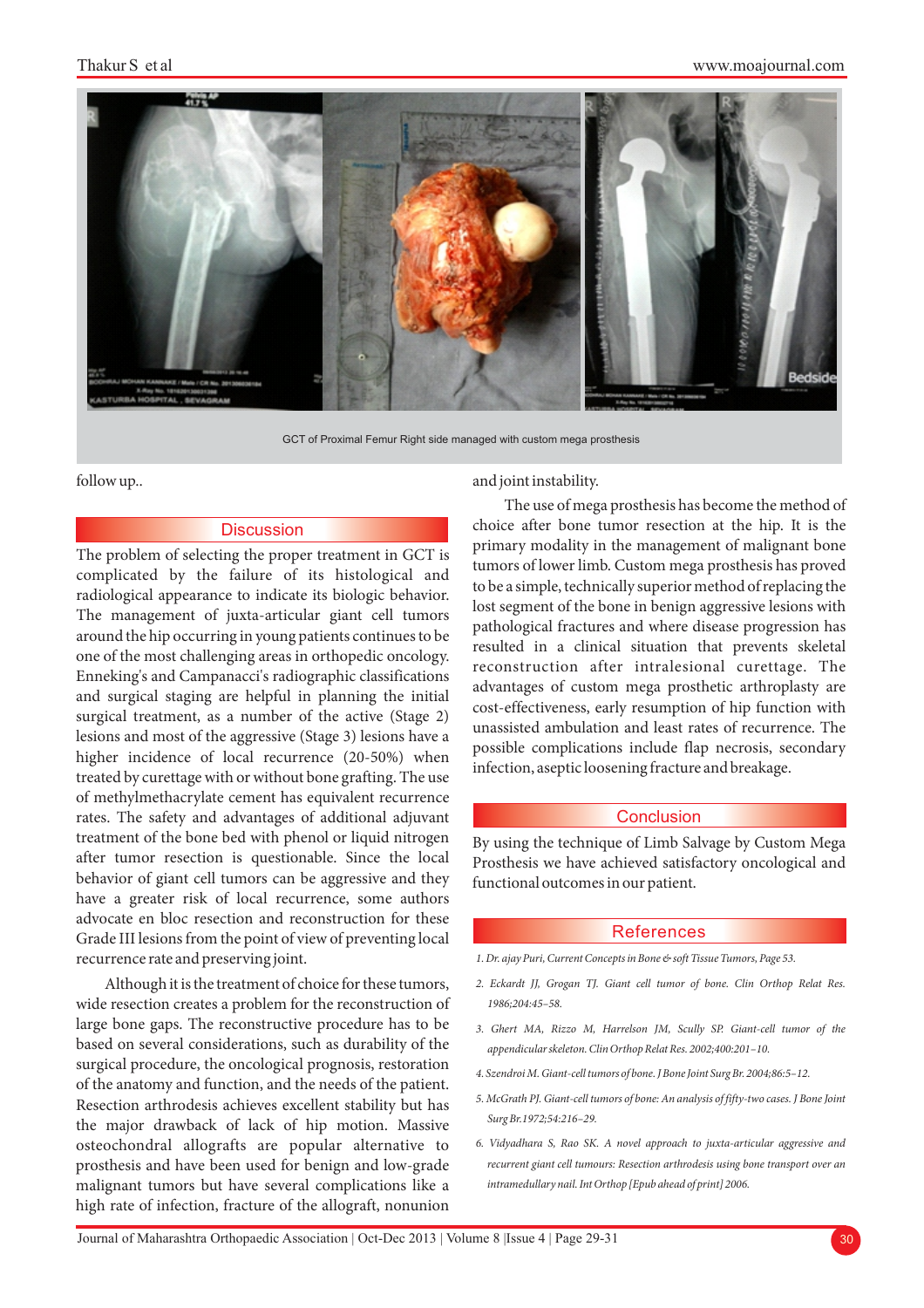GCT of Proximal Femur Right side managed with custom mega prosthesis

follow up..

## Discussion

The problem of selecting the proper treatment in GCT is complicated by the failure of its histological and radiological appearance to indicate its biologic behavior. The management of juxta-articular giant cell tumors around the hip occurring in young patients continues to be one of the most challenging areas in orthopedic oncology. Enneking's and Campanacci's radiographic classifications and surgical staging are helpful in planning the initial surgical treatment, as a number of the active (Stage 2) lesions and most of the aggressive (Stage 3) lesions have a higher incidence of local recurrence (20-50%) when treated by curettage with or without bone grafting. The use of methylmethacrylate cement has equivalent recurrence rates. The safety and advantages of additional adjuvant treatment of the bone bed with phenol or liquid nitrogen after tumor resection is questionable. Since the local behavior of giant cell tumors can be aggressive and they have a greater risk of local recurrence, some authors advocate en bloc resection and reconstruction for these Grade III lesions from the point of view of preventing local recurrence rate and preserving joint.

Although it is the treatment of choice for these tumors, wide resection creates a problem for the reconstruction of large bone gaps. The reconstructive procedure has to be based on several considerations, such as durability of the surgical procedure, the oncological prognosis, restoration of the anatomy and function, and the needs of the patient. Resection arthrodesis achieves excellent stability but has the major drawback of lack of hip motion. Massive osteochondral allografts are popular alternative to prosthesis and have been used for benign and low-grade malignant tumors but have several complications like a high rate of infection, fracture of the allograft, nonunion and joint instability.

The use of mega prosthesis has become the method of choice after bone tumor resection at the hip. It is the primary modality in the management of malignant bone tumors of lower limb. Custom mega prosthesis has proved to be a simple, technically superior method of replacing the lost segment of the bone in benign aggressive lesions with pathological fractures and where disease progression has resulted in a clinical situation that prevents skeletal reconstruction after intralesional curettage. The advantages of custom mega prosthetic arthroplasty are cost-effectiveness, early resumption of hip function with unassisted ambulation and least rates of recurrence. The possible complications include flap necrosis, secondary infection, aseptic loosening fracture and breakage.

## Conclusion

By using the technique of Limb Salvage by Custom Mega Prosthesis we have achieved satisfactory oncological and functional outcomes in our patient.

## References

1. Dr. ajay Puri, Current Concepts in Bone & soft Tissue Tumors, Page 53.
2. Eckardt JJ, Grogan TJ. Giant cell tumor of bone. Clin Orthop Relat Res. 1986;204:45–58.
3. Ghert MA, Rizzo M, Harrelson JM, Scully SP. Giant-cell tumor of the appendicular skeleton. Clin Orthop Relat Res. 2002;400:201–10.
4. Szendroi M. Giant-cell tumors of bone. J Bone Joint Surg Br. 2004;86:5–12.
5. McGrath PJ. Giant-cell tumors of bone: An analysis of fifty-two cases. J Bone Joint Surg Br.1972;54:216–29.
6. Vidyadhara S, Rao SK. A novel approach to juxta-articular aggressive and recurrent giant cell tumours: Resection arthrodesis using bone transport over an intramedullary nail. Int Orthop [Epub ahead of print] 2006.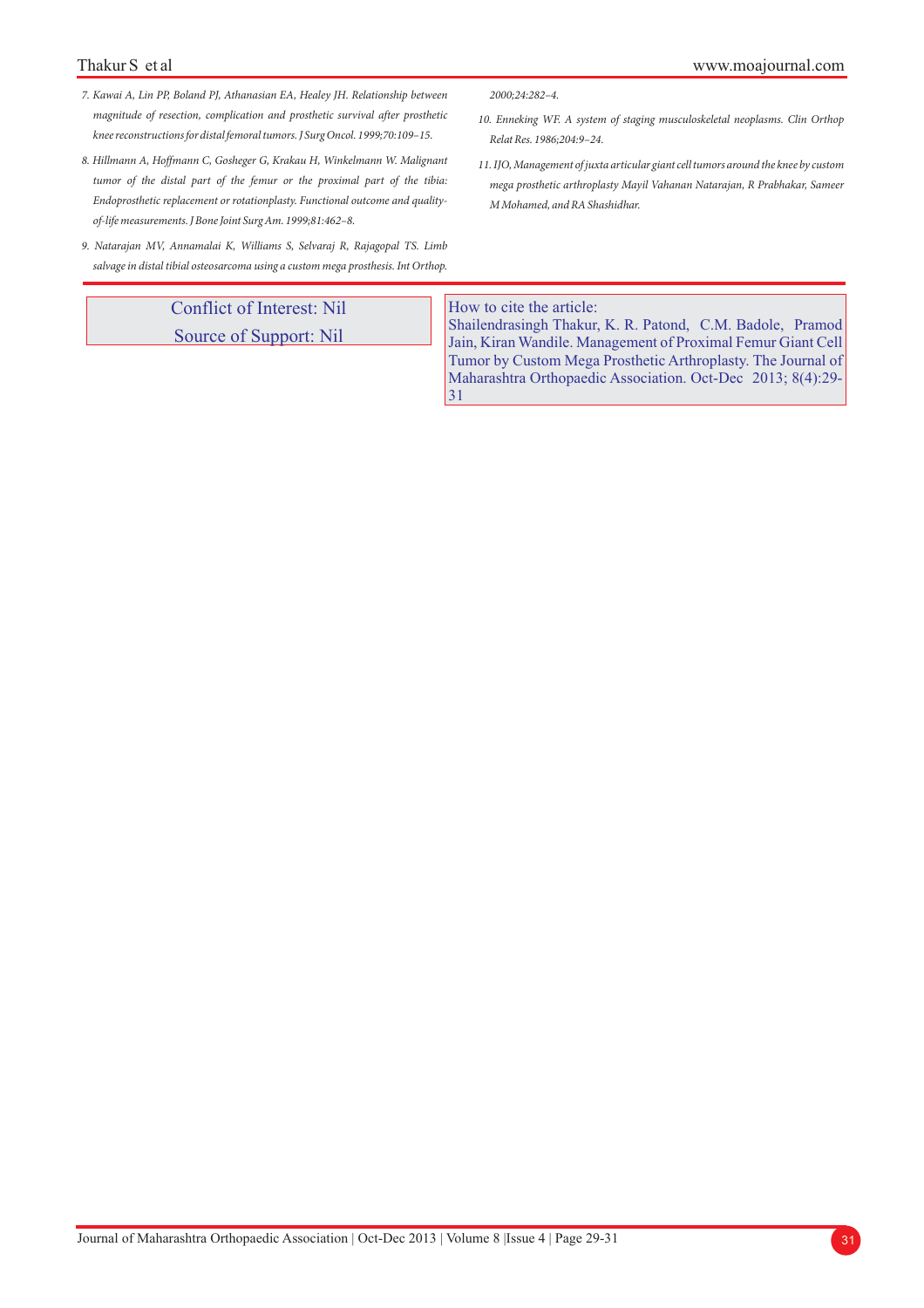7. Kawai A, Lin PP, Boland PJ, Athanasian EA, Healey JH. Relationship between magnitude of resection, complication and prosthetic survival after prosthetic knee reconstructions for distal femoral tumors. J Surg Oncol. 1999;70:109–15.

8. Hillmann A, Hoffmann C, Gosheger G, Krakau H, Winkelmann W. Malignant tumor of the distal part of the femur or the proximal part of the tibia: Endoprosthetic replacement or rotationplasty. Functional outcome and quality-of-life measurements. J Bone Joint Surg Am. 1999;81:462–8.

9. Natarajan MV, Annamalai K, Williams S, Selvaraj R, Rajagopal TS. Limb salvage in distal tibial osteosarcoma using a custom mega prosthesis. Int Orthop. 2000;24:282–4.

10. Enneking WF. A system of staging musculoskeletal neoplasms. Clin Orthop Relat Res. 1986;204:9–24.

11. IJO, Management of juxta articular giant cell tumors around the knee by custom mega prosthetic arthroplasty Mayil Vahanan Natarajan, R Prabhakar, Sameer M Mohamed, and RA Shashidhar.

Conflict of Interest: Nil
Source of Support: Nil

How to cite the article:
Shailendrasingh Thakur, K. R. Patond, C.M. Badole, Pramod Jain, Kiran Wandile. Management of Proximal Femur Giant Cell Tumor by Custom Mega Prosthetic Arthroplasty. The Journal of Maharashtra Orthopaedic Association. Oct-Dec 2013; 8(4):29-31